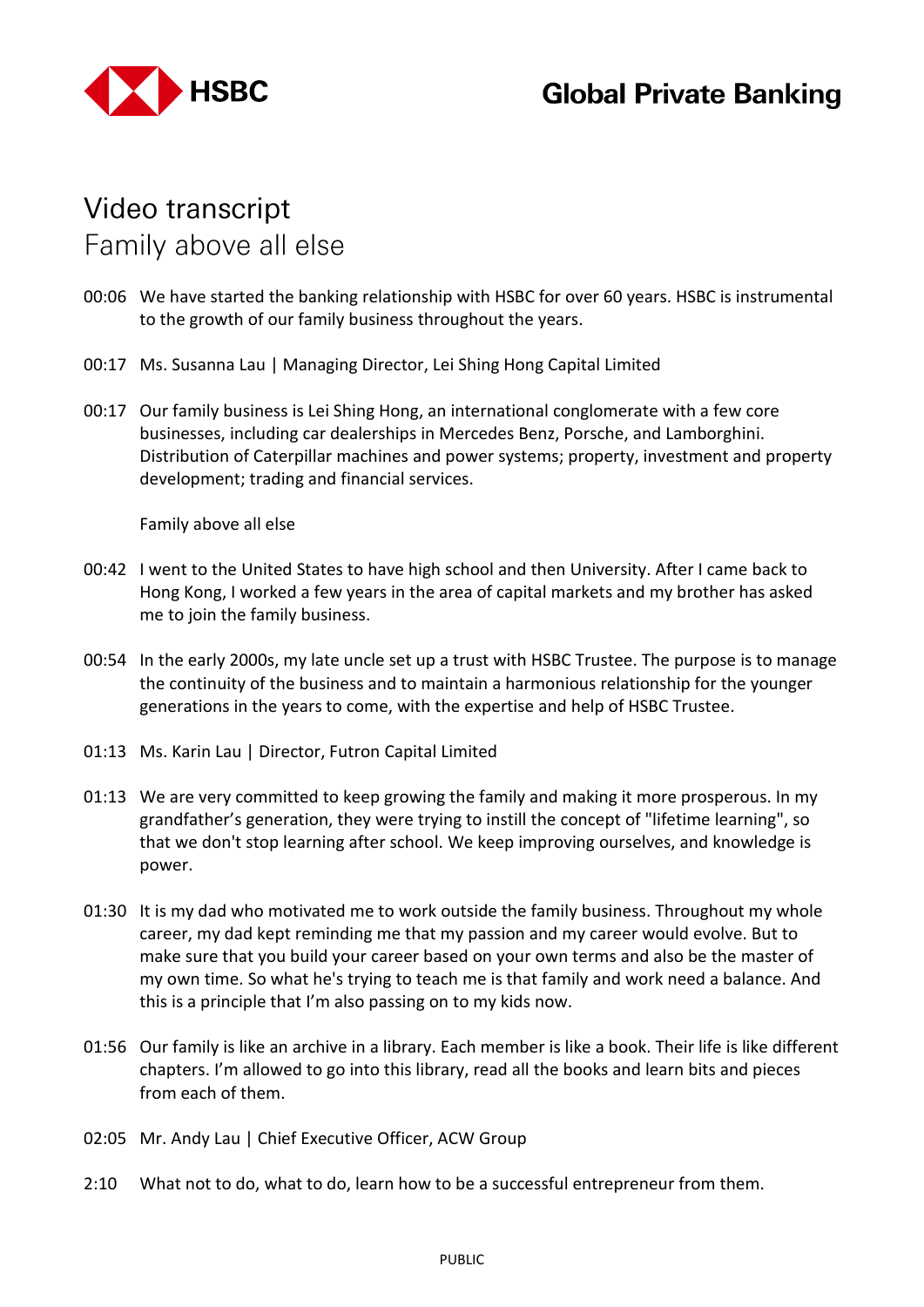# Video transcript

## Family above all else

00:06 We have started the banking relationship with HSBC for over 60 years. HSBC is instrumental to the growth of our family business throughout the years.

00:17 Ms. Susanna Lau | Managing Director, Lei Shing Hong Capital Limited

00:17 Our family business is Lei Shing Hong, an international conglomerate with a few core businesses, including car dealerships in Mercedes Benz, Porsche, and Lamborghini. Distribution of Caterpillar machines and power systems; property, investment and property development; trading and financial services.

Family above all else

00:42 I went to the United States to have high school and then University. After I came back to Hong Kong, I worked a few years in the area of capital markets and my brother has asked me to join the family business.

00:54 In the early 2000s, my late uncle set up a trust with HSBC Trustee. The purpose is to manage the continuity of the business and to maintain a harmonious relationship for the younger generations in the years to come, with the expertise and help of HSBC Trustee.

01:13 Ms. Karin Lau | Director, Futron Capital Limited

01:13 We are very committed to keep growing the family and making it more prosperous. In my grandfather's generation, they were trying to instill the concept of "lifetime learning", so that we don't stop learning after school. We keep improving ourselves, and knowledge is power.

01:30 It is my dad who motivated me to work outside the family business. Throughout my whole career, my dad kept reminding me that my passion and my career would evolve. But to make sure that you build your career based on your own terms and also be the master of my own time. So what he's trying to teach me is that family and work need a balance. And this is a principle that I'm also passing on to my kids now.

01:56 Our family is like an archive in a library. Each member is like a book. Their life is like different chapters. I'm allowed to go into this library, read all the books and learn bits and pieces from each of them.

02:05 Mr. Andy Lau | Chief Executive Officer, ACW Group

2:10 What not to do, what to do, learn how to be a successful entrepreneur from them.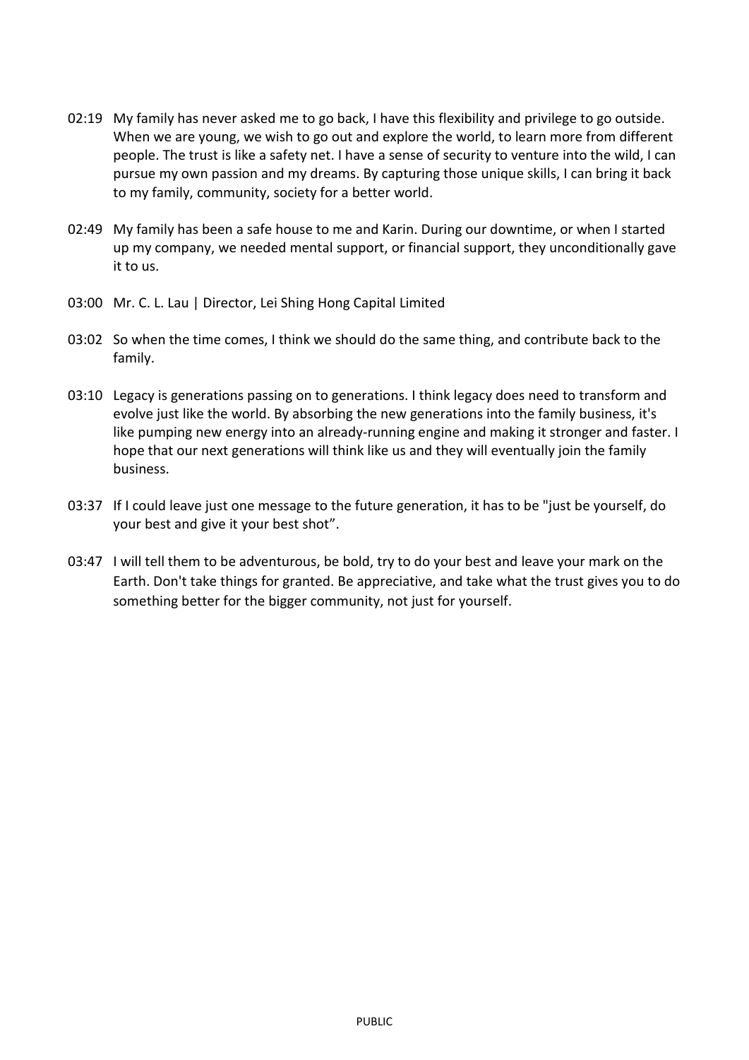02:19 My family has never asked me to go back, I have this flexibility and privilege to go outside. When we are young, we wish to go out and explore the world, to learn more from different people. The trust is like a safety net. I have a sense of security to venture into the wild, I can pursue my own passion and my dreams. By capturing those unique skills, I can bring it back to my family, community, society for a better world.

02:49 My family has been a safe house to me and Karin. During our downtime, or when I started up my company, we needed mental support, or financial support, they unconditionally gave it to us.

03:00 Mr. C. L. Lau | Director, Lei Shing Hong Capital Limited

03:02 So when the time comes, I think we should do the same thing, and contribute back to the family.

03:10 Legacy is generations passing on to generations. I think legacy does need to transform and evolve just like the world. By absorbing the new generations into the family business, it's like pumping new energy into an already-running engine and making it stronger and faster. I hope that our next generations will think like us and they will eventually join the family business.

03:37 If I could leave just one message to the future generation, it has to be "just be yourself, do your best and give it your best shot".

03:47 I will tell them to be adventurous, be bold, try to do your best and leave your mark on the Earth. Don't take things for granted. Be appreciative, and take what the trust gives you to do something better for the bigger community, not just for yourself.

PUBLIC